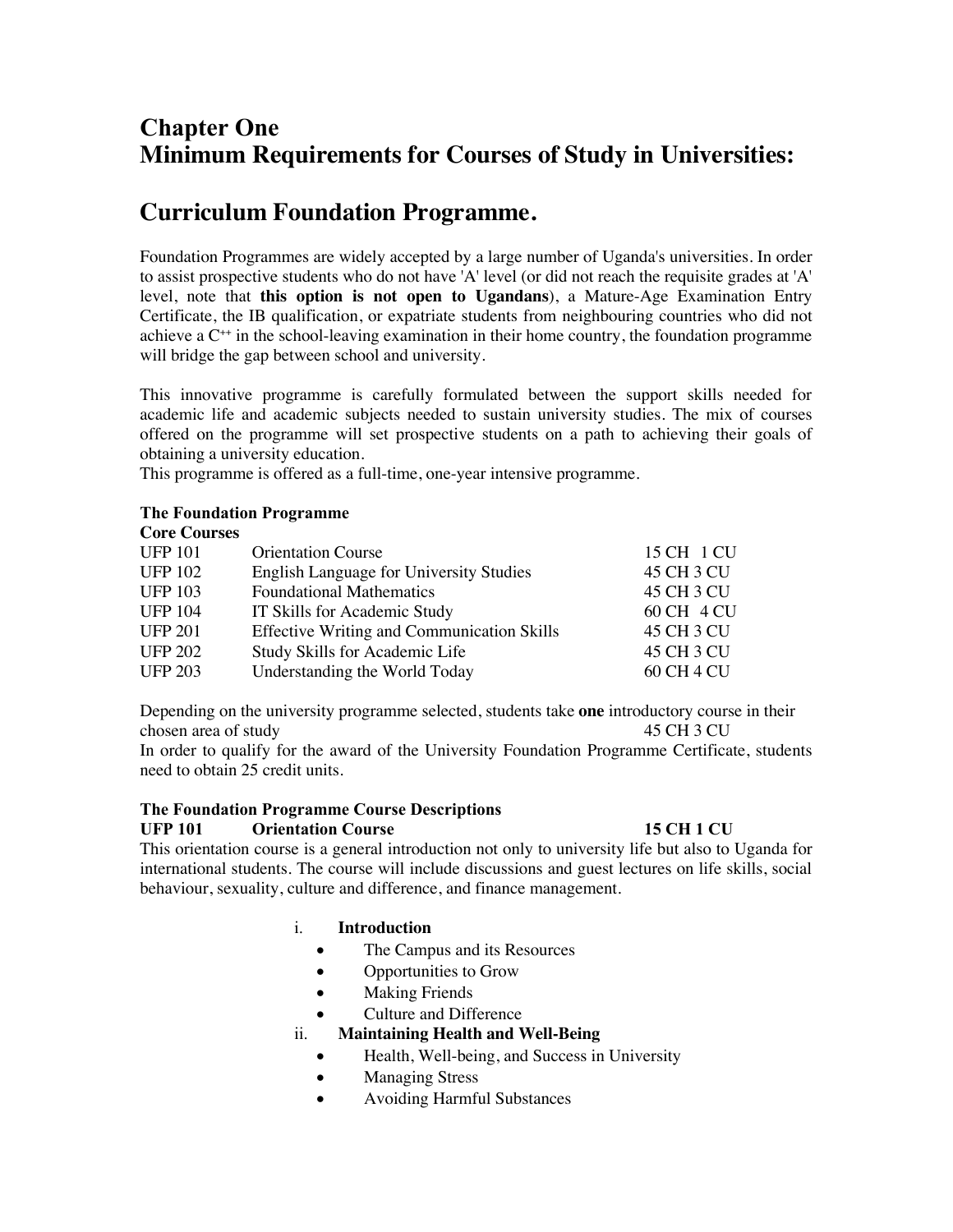# Chapter One
# Minimum Requirements for Courses of Study in Universities:

# Curriculum Foundation Programme.

Foundation Programmes are widely accepted by a large number of Uganda's universities. In order to assist prospective students who do not have 'A' level (or did not reach the requisite grades at 'A' level, note that **this option is not open to Ugandans**), a Mature-Age Examination Entry Certificate, the IB qualification, or expatriate students from neighbouring countries who did not achieve a $C^{++}$ in the school-leaving examination in their home country, the foundation programme will bridge the gap between school and university.

This innovative programme is carefully formulated between the support skills needed for academic life and academic subjects needed to sustain university studies. The mix of courses offered on the programme will set prospective students on a path to achieving their goals of obtaining a university education.
This programme is offered as a full-time, one-year intensive programme.

**The Foundation Programme**

**Core Courses**

| | | |
|---|---|---|
| UFP 101 | Orientation Course | 15 CH 1 CU |
| UFP 102 | English Language for University Studies | 45 CH 3 CU |
| UFP 103 | Foundational Mathematics | 45 CH 3 CU |
| UFP 104 | IT Skills for Academic Study | 60 CH 4 CU |
| UFP 201 | Effective Writing and Communication Skills | 45 CH 3 CU |
| UFP 202 | Study Skills for Academic Life | 45 CH 3 CU |
| UFP 203 | Understanding the World Today | 60 CH 4 CU |

Depending on the university programme selected, students take **one** introductory course in their chosen area of study 45 CH 3 CU
In order to qualify for the award of the University Foundation Programme Certificate, students need to obtain 25 credit units.

**The Foundation Programme Course Descriptions**

**UFP 101 Orientation Course 15 CH 1 CU**

This orientation course is a general introduction not only to university life but also to Uganda for international students. The course will include discussions and guest lectures on life skills, social behaviour, sexuality, culture and difference, and finance management.

i. **Introduction**
   - The Campus and its Resources
   - Opportunities to Grow
   - Making Friends
   - Culture and Difference

ii. **Maintaining Health and Well-Being**
   - Health, Well-being, and Success in University
   - Managing Stress
   - Avoiding Harmful Substances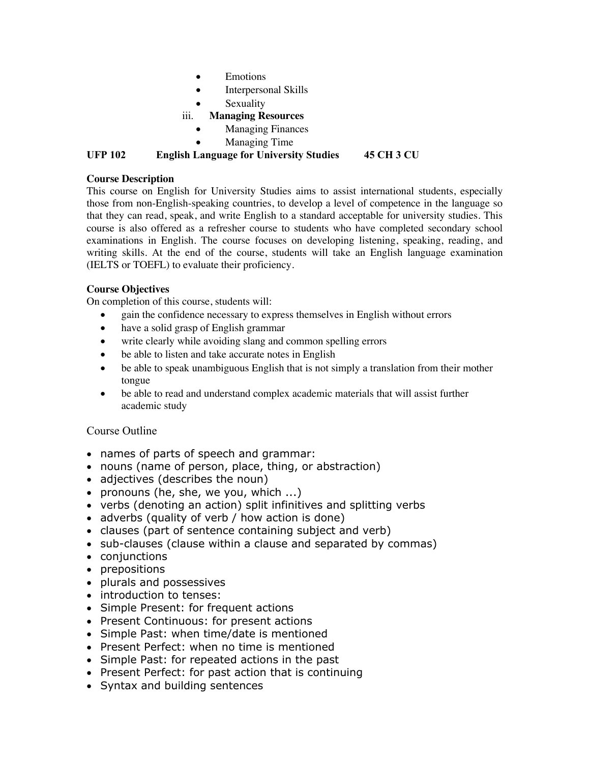- Emotions
- Interpersonal Skills
- Sexuality

iii. **Managing Resources**

- Managing Finances
- Managing Time

**UFP 102 English Language for University Studies 45 CH 3 CU**

**Course Description**

This course on English for University Studies aims to assist international students, especially those from non-English-speaking countries, to develop a level of competence in the language so that they can read, speak, and write English to a standard acceptable for university studies. This course is also offered as a refresher course to students who have completed secondary school examinations in English. The course focuses on developing listening, speaking, reading, and writing skills. At the end of the course, students will take an English language examination (IELTS or TOEFL) to evaluate their proficiency.

**Course Objectives**

On completion of this course, students will:

- gain the confidence necessary to express themselves in English without errors
- have a solid grasp of English grammar
- write clearly while avoiding slang and common spelling errors
- be able to listen and take accurate notes in English
- be able to speak unambiguous English that is not simply a translation from their mother tongue
- be able to read and understand complex academic materials that will assist further academic study

Course Outline

- names of parts of speech and grammar:
- nouns (name of person, place, thing, or abstraction)
- adjectives (describes the noun)
- pronouns (he, she, we you, which ...)
- verbs (denoting an action) split infinitives and splitting verbs
- adverbs (quality of verb / how action is done)
- clauses (part of sentence containing subject and verb)
- sub-clauses (clause within a clause and separated by commas)
- conjunctions
- prepositions
- plurals and possessives
- introduction to tenses:
- Simple Present: for frequent actions
- Present Continuous: for present actions
- Simple Past: when time/date is mentioned
- Present Perfect: when no time is mentioned
- Simple Past: for repeated actions in the past
- Present Perfect: for past action that is continuing
- Syntax and building sentences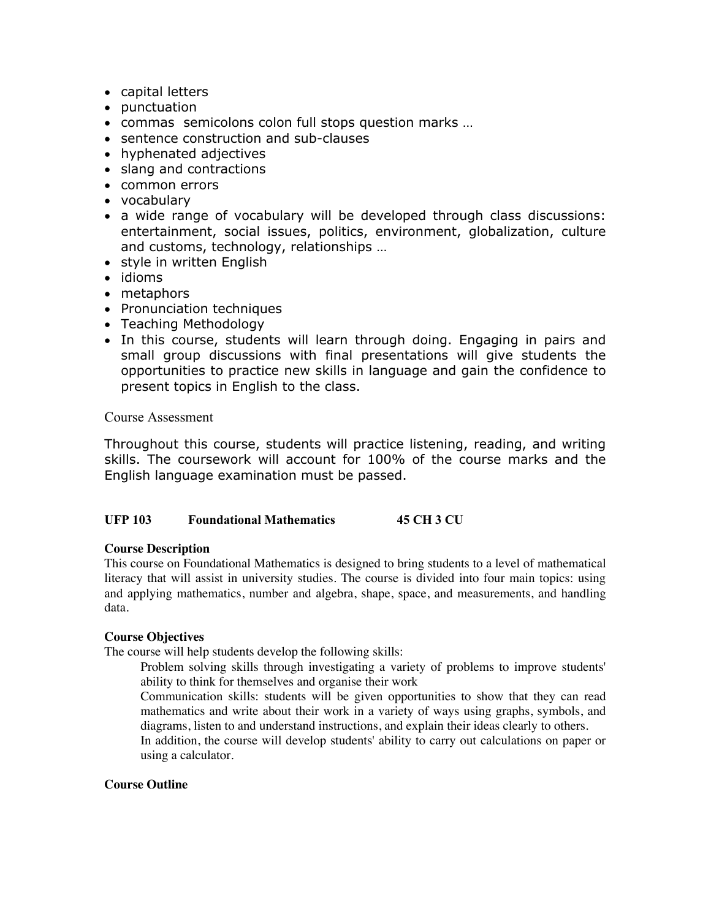- capital letters
- punctuation
- commas  semicolons colon full stops question marks …
- sentence construction and sub-clauses
- hyphenated adjectives
- slang and contractions
- common errors
- vocabulary
- a wide range of vocabulary will be developed through class discussions: entertainment, social issues, politics, environment, globalization, culture and customs, technology, relationships …
- style in written English
- idioms
- metaphors
- Pronunciation techniques
- Teaching Methodology
- In this course, students will learn through doing. Engaging in pairs and small group discussions with final presentations will give students the opportunities to practice new skills in language and gain the confidence to present topics in English to the class.

Course Assessment

Throughout this course, students will practice listening, reading, and writing skills. The coursework will account for 100% of the course marks and the English language examination must be passed.

**UFP 103 Foundational Mathematics 45 CH 3 CU**

**Course Description**

This course on Foundational Mathematics is designed to bring students to a level of mathematical literacy that will assist in university studies. The course is divided into four main topics: using and applying mathematics, number and algebra, shape, space, and measurements, and handling data.

**Course Objectives**

The course will help students develop the following skills:

Problem solving skills through investigating a variety of problems to improve students' ability to think for themselves and organise their work

Communication skills: students will be given opportunities to show that they can read mathematics and write about their work in a variety of ways using graphs, symbols, and diagrams, listen to and understand instructions, and explain their ideas clearly to others.

In addition, the course will develop students' ability to carry out calculations on paper or using a calculator.

**Course Outline**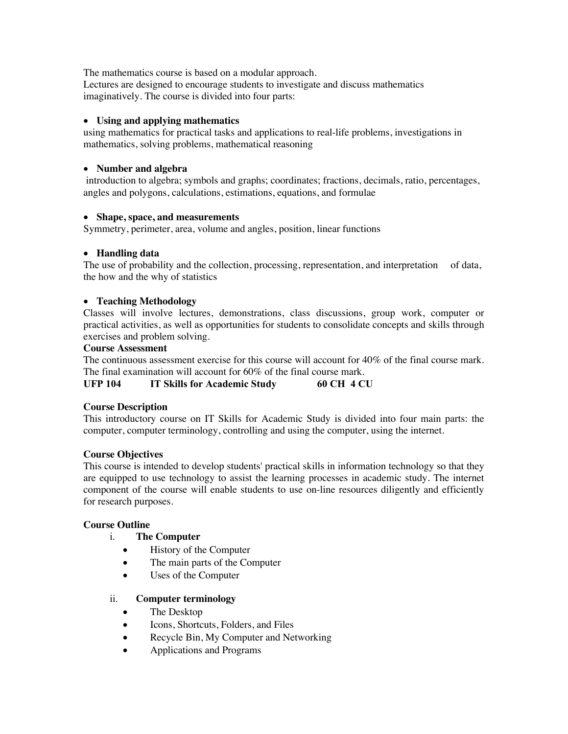The mathematics course is based on a modular approach.
Lectures are designed to encourage students to investigate and discuss mathematics imaginatively. The course is divided into four parts:

- **Using and applying mathematics**

using mathematics for practical tasks and applications to real-life problems, investigations in mathematics, solving problems, mathematical reasoning

- **Number and algebra**

introduction to algebra; symbols and graphs; coordinates; fractions, decimals, ratio, percentages, angles and polygons, calculations, estimations, equations, and formulae

- **Shape, space, and measurements**

Symmetry, perimeter, area, volume and angles, position, linear functions

- **Handling data**

The use of probability and the collection, processing, representation, and interpretation of data, the how and the why of statistics

- **Teaching Methodology**

Classes will involve lectures, demonstrations, class discussions, group work, computer or practical activities, as well as opportunities for students to consolidate concepts and skills through exercises and problem solving.

**Course Assessment**

The continuous assessment exercise for this course will account for 40% of the final course mark. The final examination will account for 60% of the final course mark.

**UFP 104 IT Skills for Academic Study 60 CH 4 CU**

**Course Description**

This introductory course on IT Skills for Academic Study is divided into four main parts: the computer, computer terminology, controlling and using the computer, using the internet.

**Course Objectives**

This course is intended to develop students' practical skills in information technology so that they are equipped to use technology to assist the learning processes in academic study. The internet component of the course will enable students to use on-line resources diligently and efficiently for research purposes.

**Course Outline**

i. **The Computer**
   - History of the Computer
   - The main parts of the Computer
   - Uses of the Computer

ii. **Computer terminology**
   - The Desktop
   - Icons, Shortcuts, Folders, and Files
   - Recycle Bin, My Computer and Networking
   - Applications and Programs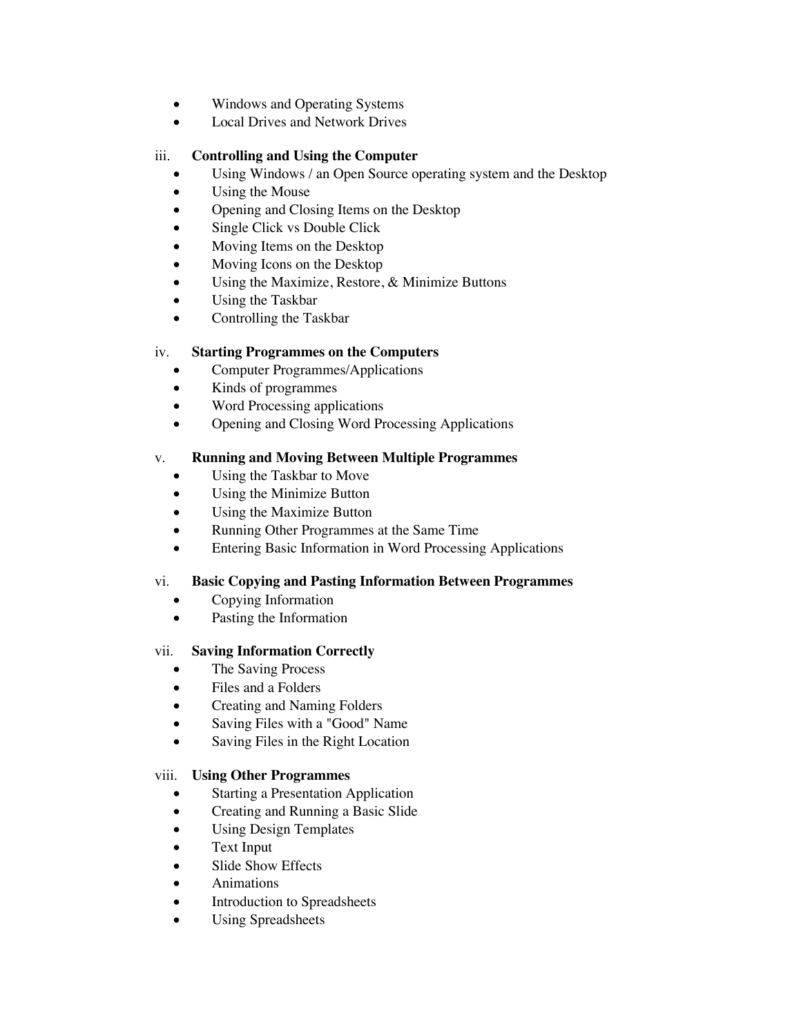- Windows and Operating Systems
- Local Drives and Network Drives

iii. **Controlling and Using the Computer**

- Using Windows / an Open Source operating system and the Desktop
- Using the Mouse
- Opening and Closing Items on the Desktop
- Single Click vs Double Click
- Moving Items on the Desktop
- Moving Icons on the Desktop
- Using the Maximize, Restore, & Minimize Buttons
- Using the Taskbar
- Controlling the Taskbar

iv. **Starting Programmes on the Computers**

- Computer Programmes/Applications
- Kinds of programmes
- Word Processing applications
- Opening and Closing Word Processing Applications

v. **Running and Moving Between Multiple Programmes**

- Using the Taskbar to Move
- Using the Minimize Button
- Using the Maximize Button
- Running Other Programmes at the Same Time
- Entering Basic Information in Word Processing Applications

vi. **Basic Copying and Pasting Information Between Programmes**

- Copying Information
- Pasting the Information

vii. **Saving Information Correctly**

- The Saving Process
- Files and a Folders
- Creating and Naming Folders
- Saving Files with a "Good" Name
- Saving Files in the Right Location

viii. **Using Other Programmes**

- Starting a Presentation Application
- Creating and Running a Basic Slide
- Using Design Templates
- Text Input
- Slide Show Effects
- Animations
- Introduction to Spreadsheets
- Using Spreadsheets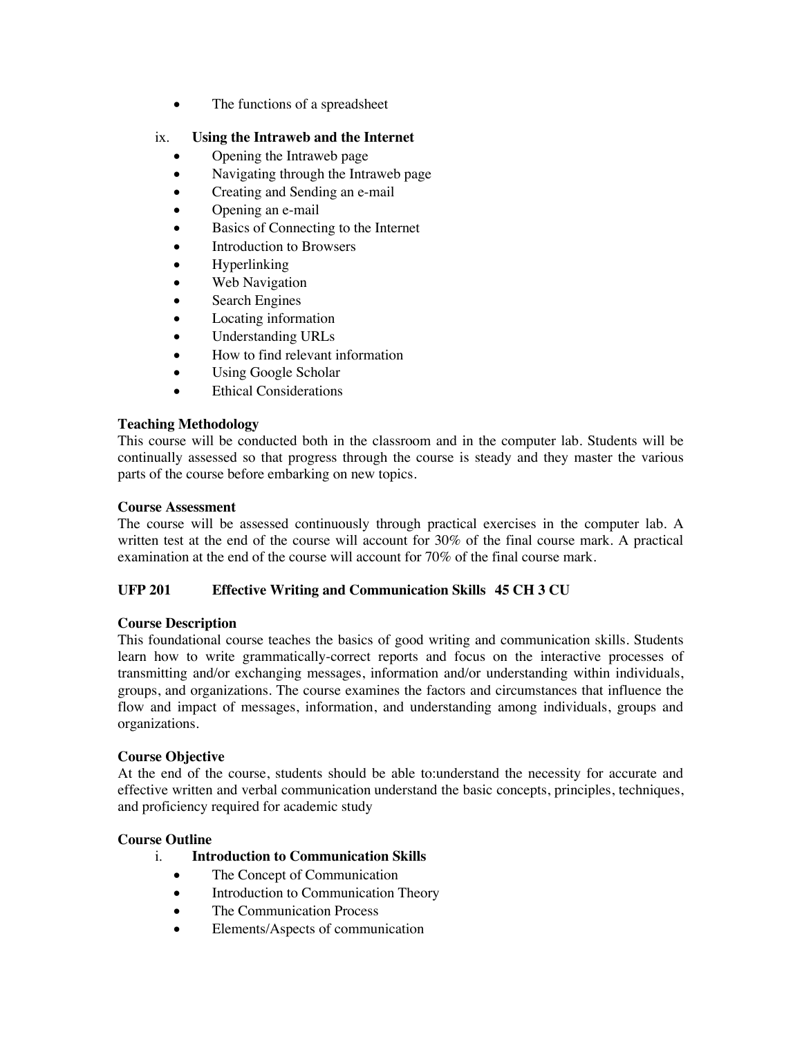- The functions of a spreadsheet

ix. **Using the Intraweb and the Internet**
- Opening the Intraweb page
- Navigating through the Intraweb page
- Creating and Sending an e-mail
- Opening an e-mail
- Basics of Connecting to the Internet
- Introduction to Browsers
- Hyperlinking
- Web Navigation
- Search Engines
- Locating information
- Understanding URLs
- How to find relevant information
- Using Google Scholar
- Ethical Considerations

**Teaching Methodology**

This course will be conducted both in the classroom and in the computer lab. Students will be continually assessed so that progress through the course is steady and they master the various parts of the course before embarking on new topics.

**Course Assessment**

The course will be assessed continuously through practical exercises in the computer lab. A written test at the end of the course will account for 30% of the final course mark. A practical examination at the end of the course will account for 70% of the final course mark.

## UFP 201 Effective Writing and Communication Skills 45 CH 3 CU

**Course Description**

This foundational course teaches the basics of good writing and communication skills. Students learn how to write grammatically-correct reports and focus on the interactive processes of transmitting and/or exchanging messages, information and/or understanding within individuals, groups, and organizations. The course examines the factors and circumstances that influence the flow and impact of messages, information, and understanding among individuals, groups and organizations.

**Course Objective**

At the end of the course, students should be able to:understand the necessity for accurate and effective written and verbal communication understand the basic concepts, principles, techniques, and proficiency required for academic study

**Course Outline**

i. **Introduction to Communication Skills**
- The Concept of Communication
- Introduction to Communication Theory
- The Communication Process
- Elements/Aspects of communication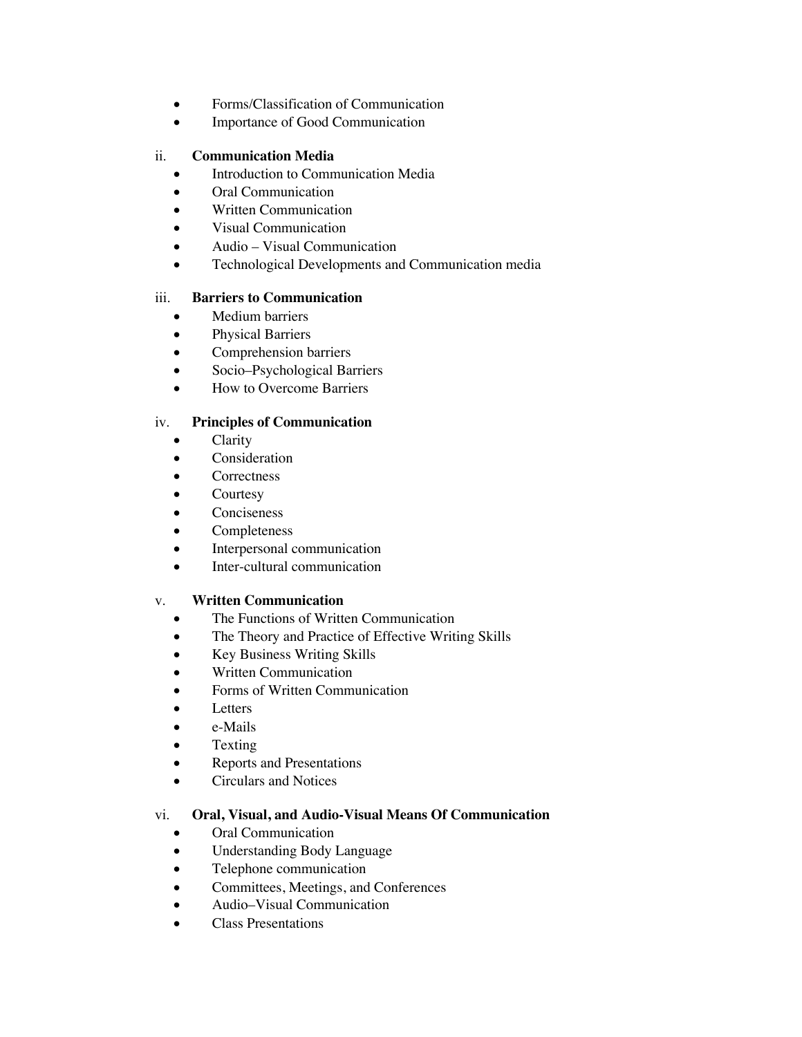- Forms/Classification of Communication
- Importance of Good Communication

ii. **Communication Media**

- Introduction to Communication Media
- Oral Communication
- Written Communication
- Visual Communication
- Audio – Visual Communication
- Technological Developments and Communication media

iii. **Barriers to Communication**

- Medium barriers
- Physical Barriers
- Comprehension barriers
- Socio–Psychological Barriers
- How to Overcome Barriers

iv. **Principles of Communication**

- Clarity
- Consideration
- Correctness
- Courtesy
- Conciseness
- Completeness
- Interpersonal communication
- Inter-cultural communication

v. **Written Communication**

- The Functions of Written Communication
- The Theory and Practice of Effective Writing Skills
- Key Business Writing Skills
- Written Communication
- Forms of Written Communication
- Letters
- e-Mails
- Texting
- Reports and Presentations
- Circulars and Notices

vi. **Oral, Visual, and Audio-Visual Means Of Communication**

- Oral Communication
- Understanding Body Language
- Telephone communication
- Committees, Meetings, and Conferences
- Audio–Visual Communication
- Class Presentations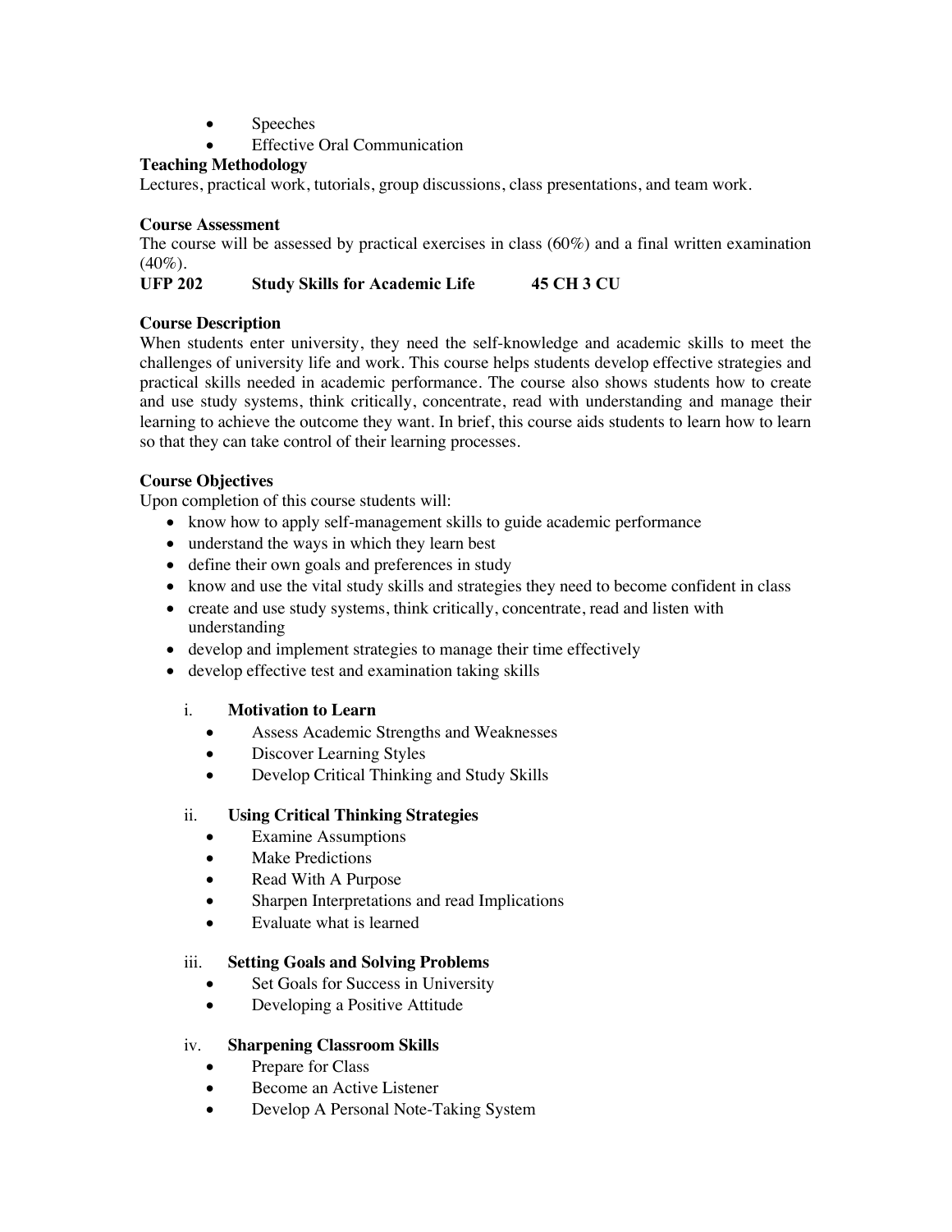- Speeches
- Effective Oral Communication

**Teaching Methodology**

Lectures, practical work, tutorials, group discussions, class presentations, and team work.

**Course Assessment**

The course will be assessed by practical exercises in class (60%) and a final written examination (40%).

**UFP 202 Study Skills for Academic Life 45 CH 3 CU**

**Course Description**

When students enter university, they need the self-knowledge and academic skills to meet the challenges of university life and work. This course helps students develop effective strategies and practical skills needed in academic performance. The course also shows students how to create and use study systems, think critically, concentrate, read with understanding and manage their learning to achieve the outcome they want. In brief, this course aids students to learn how to learn so that they can take control of their learning processes.

**Course Objectives**

Upon completion of this course students will:

- know how to apply self-management skills to guide academic performance
- understand the ways in which they learn best
- define their own goals and preferences in study
- know and use the vital study skills and strategies they need to become confident in class
- create and use study systems, think critically, concentrate, read and listen with understanding
- develop and implement strategies to manage their time effectively
- develop effective test and examination taking skills

i. **Motivation to Learn**
   - Assess Academic Strengths and Weaknesses
   - Discover Learning Styles
   - Develop Critical Thinking and Study Skills

ii. **Using Critical Thinking Strategies**
   - Examine Assumptions
   - Make Predictions
   - Read With A Purpose
   - Sharpen Interpretations and read Implications
   - Evaluate what is learned

iii. **Setting Goals and Solving Problems**
   - Set Goals for Success in University
   - Developing a Positive Attitude

iv. **Sharpening Classroom Skills**
   - Prepare for Class
   - Become an Active Listener
   - Develop A Personal Note-Taking System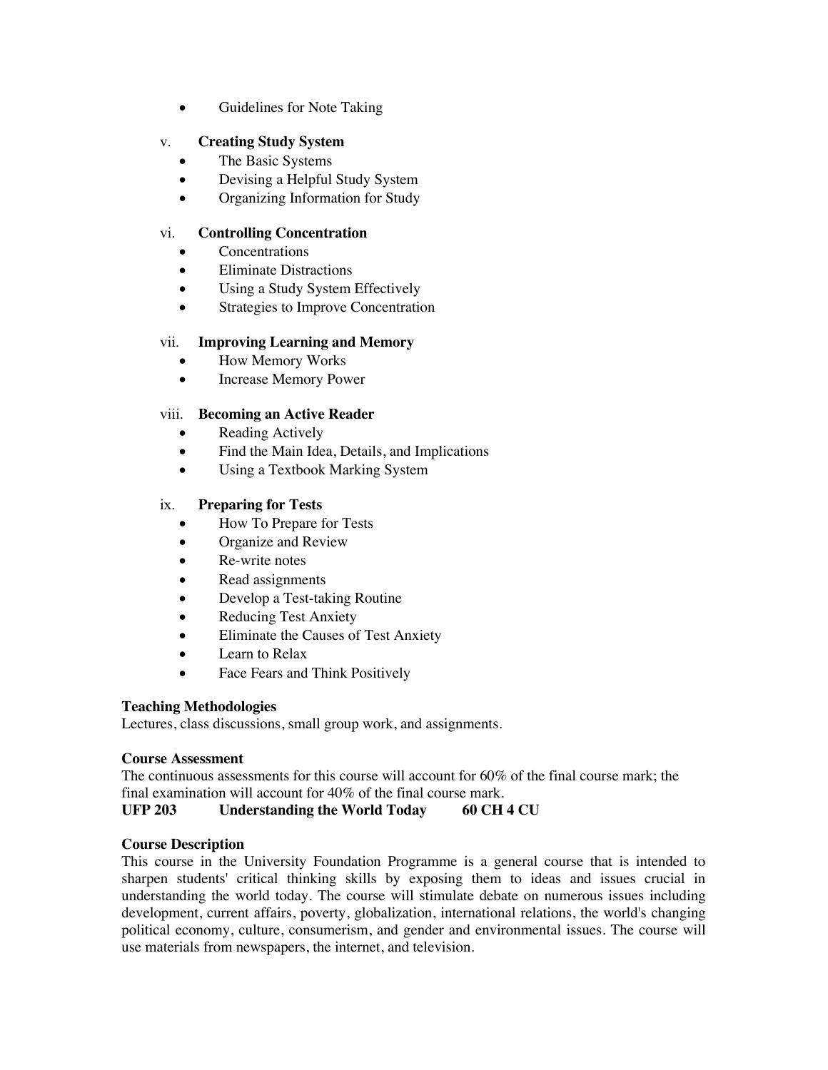- Guidelines for Note Taking

v. **Creating Study System**
- The Basic Systems
- Devising a Helpful Study System
- Organizing Information for Study

vi. **Controlling Concentration**
- Concentrations
- Eliminate Distractions
- Using a Study System Effectively
- Strategies to Improve Concentration

vii. **Improving Learning and Memory**
- How Memory Works
- Increase Memory Power

viii. **Becoming an Active Reader**
- Reading Actively
- Find the Main Idea, Details, and Implications
- Using a Textbook Marking System

ix. **Preparing for Tests**
- How To Prepare for Tests
- Organize and Review
- Re-write notes
- Read assignments
- Develop a Test-taking Routine
- Reducing Test Anxiety
- Eliminate the Causes of Test Anxiety
- Learn to Relax
- Face Fears and Think Positively

**Teaching Methodologies**
Lectures, class discussions, small group work, and assignments.

**Course Assessment**
The continuous assessments for this course will account for 60% of the final course mark; the final examination will account for 40% of the final course mark.

**UFP 203 Understanding the World Today 60 CH 4 CU**

**Course Description**
This course in the University Foundation Programme is a general course that is intended to sharpen students' critical thinking skills by exposing them to ideas and issues crucial in understanding the world today. The course will stimulate debate on numerous issues including development, current affairs, poverty, globalization, international relations, the world's changing political economy, culture, consumerism, and gender and environmental issues. The course will use materials from newspapers, the internet, and television.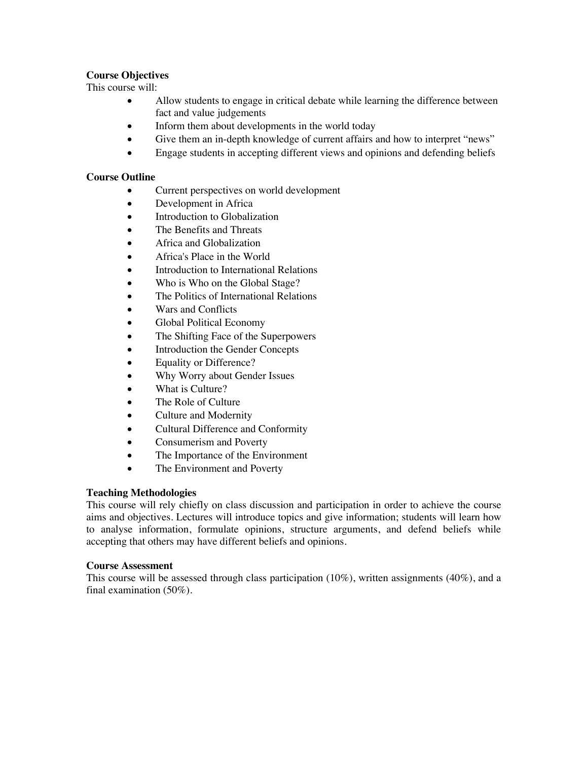**Course Objectives**

This course will:

- Allow students to engage in critical debate while learning the difference between fact and value judgements
- Inform them about developments in the world today
- Give them an in-depth knowledge of current affairs and how to interpret "news"
- Engage students in accepting different views and opinions and defending beliefs

**Course Outline**

- Current perspectives on world development
- Development in Africa
- Introduction to Globalization
- The Benefits and Threats
- Africa and Globalization
- Africa's Place in the World
- Introduction to International Relations
- Who is Who on the Global Stage?
- The Politics of International Relations
- Wars and Conflicts
- Global Political Economy
- The Shifting Face of the Superpowers
- Introduction the Gender Concepts
- Equality or Difference?
- Why Worry about Gender Issues
- What is Culture?
- The Role of Culture
- Culture and Modernity
- Cultural Difference and Conformity
- Consumerism and Poverty
- The Importance of the Environment
- The Environment and Poverty

**Teaching Methodologies**

This course will rely chiefly on class discussion and participation in order to achieve the course aims and objectives. Lectures will introduce topics and give information; students will learn how to analyse information, formulate opinions, structure arguments, and defend beliefs while accepting that others may have different beliefs and opinions.

**Course Assessment**

This course will be assessed through class participation (10%), written assignments (40%), and a final examination (50%).